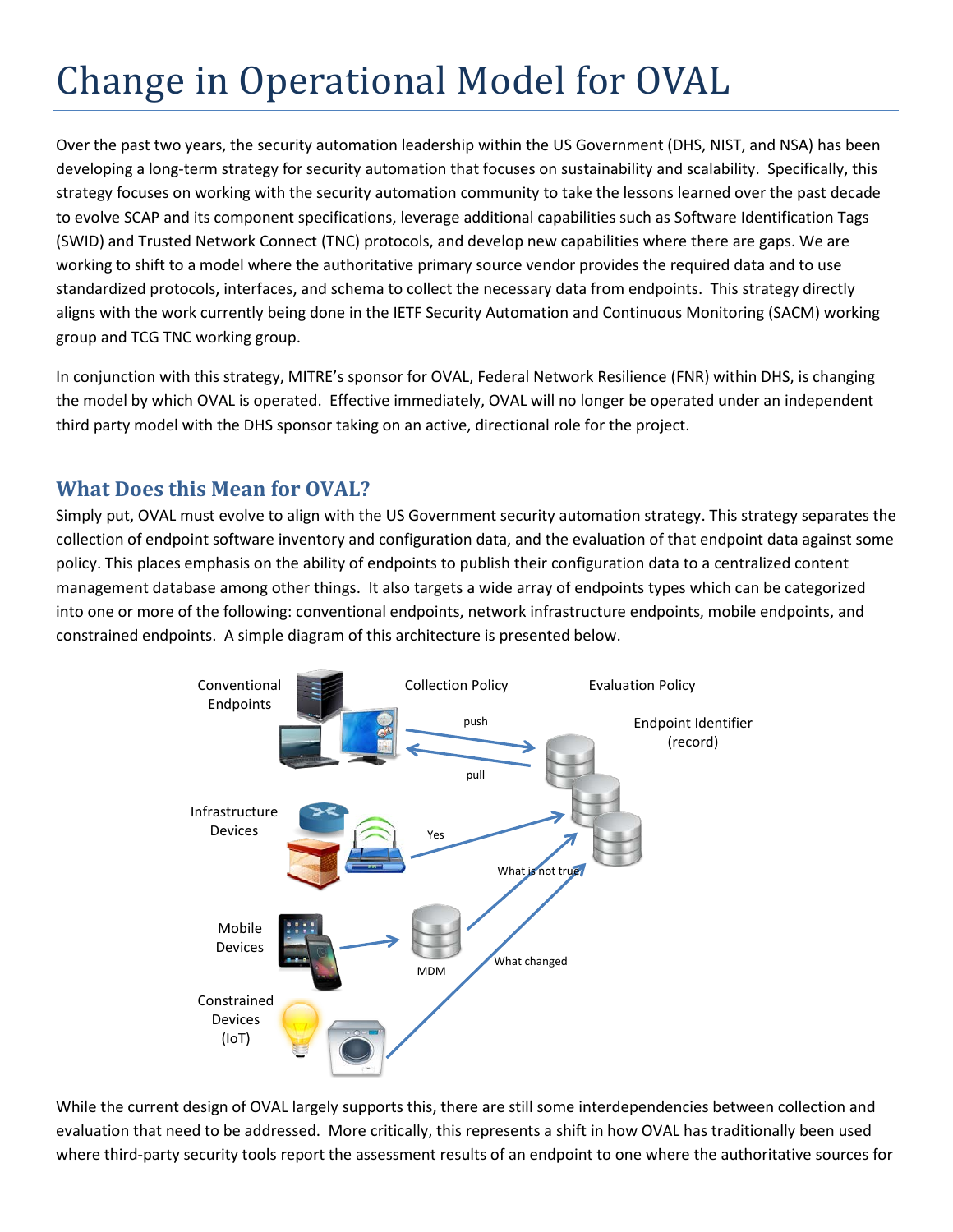# Change in Operational Model for OVAL

Over the past two years, the security automation leadership within the US Government (DHS, NIST, and NSA) has been developing a long-term strategy for security automation that focuses on sustainability and scalability. Specifically, this strategy focuses on working with the security automation community to take the lessons learned over the past decade to evolve SCAP and its component specifications, leverage additional capabilities such as Software Identification Tags (SWID) and Trusted Network Connect (TNC) protocols, and develop new capabilities where there are gaps. We are working to shift to a model where the authoritative primary source vendor provides the required data and to use standardized protocols, interfaces, and schema to collect the necessary data from endpoints. This strategy directly aligns with the work currently being done in the IETF Security Automation and Continuous Monitoring (SACM) working group and TCG TNC working group.

In conjunction with this strategy, MITRE's sponsor for OVAL, Federal Network Resilience (FNR) within DHS, is changing the model by which OVAL is operated. Effective immediately, OVAL will no longer be operated under an independent third party model with the DHS sponsor taking on an active, directional role for the project.

## What Does this Mean for OVAL?

Simply put, OVAL must evolve to align with the US Government security automation strategy. This strategy separates the collection of endpoint software inventory and configuration data, and the evaluation of that endpoint data against some policy. This places emphasis on the ability of endpoints to publish their configuration data to a centralized content management database among other things. It also targets a wide array of endpoints types which can be categorized into one or more of the following: conventional endpoints, network infrastructure endpoints, mobile endpoints, and constrained endpoints. A simple diagram of this architecture is presented below.

While the current design of OVAL largely supports this, there are still some interdependencies between collection and evaluation that need to be addressed. More critically, this represents a shift in how OVAL has traditionally been used where third-party security tools report the assessment results of an endpoint to one where the authoritative sources for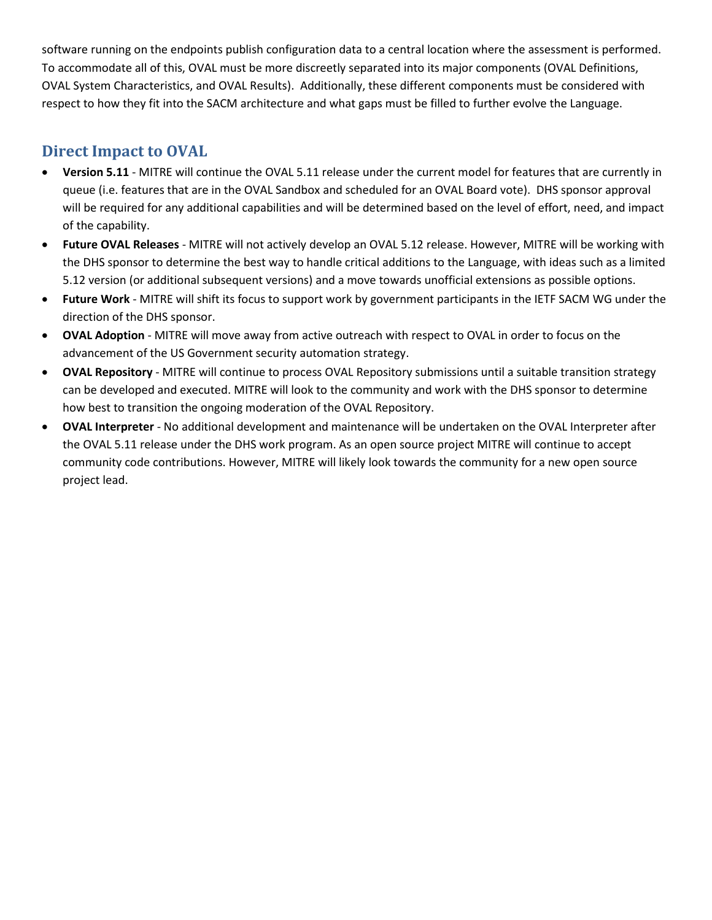software running on the endpoints publish configuration data to a central location where the assessment is performed. To accommodate all of this, OVAL must be more discreetly separated into its major components (OVAL Definitions, OVAL System Characteristics, and OVAL Results). Additionally, these different components must be considered with respect to how they fit into the SACM architecture and what gaps must be filled to further evolve the Language.

## Direct Impact to OVAL

- **Version 5.11** - MITRE will continue the OVAL 5.11 release under the current model for features that are currently in queue (i.e. features that are in the OVAL Sandbox and scheduled for an OVAL Board vote). DHS sponsor approval will be required for any additional capabilities and will be determined based on the level of effort, need, and impact of the capability.
- **Future OVAL Releases** - MITRE will not actively develop an OVAL 5.12 release. However, MITRE will be working with the DHS sponsor to determine the best way to handle critical additions to the Language, with ideas such as a limited 5.12 version (or additional subsequent versions) and a move towards unofficial extensions as possible options.
- **Future Work** - MITRE will shift its focus to support work by government participants in the IETF SACM WG under the direction of the DHS sponsor.
- **OVAL Adoption** - MITRE will move away from active outreach with respect to OVAL in order to focus on the advancement of the US Government security automation strategy.
- **OVAL Repository** - MITRE will continue to process OVAL Repository submissions until a suitable transition strategy can be developed and executed. MITRE will look to the community and work with the DHS sponsor to determine how best to transition the ongoing moderation of the OVAL Repository.
- **OVAL Interpreter** - No additional development and maintenance will be undertaken on the OVAL Interpreter after the OVAL 5.11 release under the DHS work program. As an open source project MITRE will continue to accept community code contributions. However, MITRE will likely look towards the community for a new open source project lead.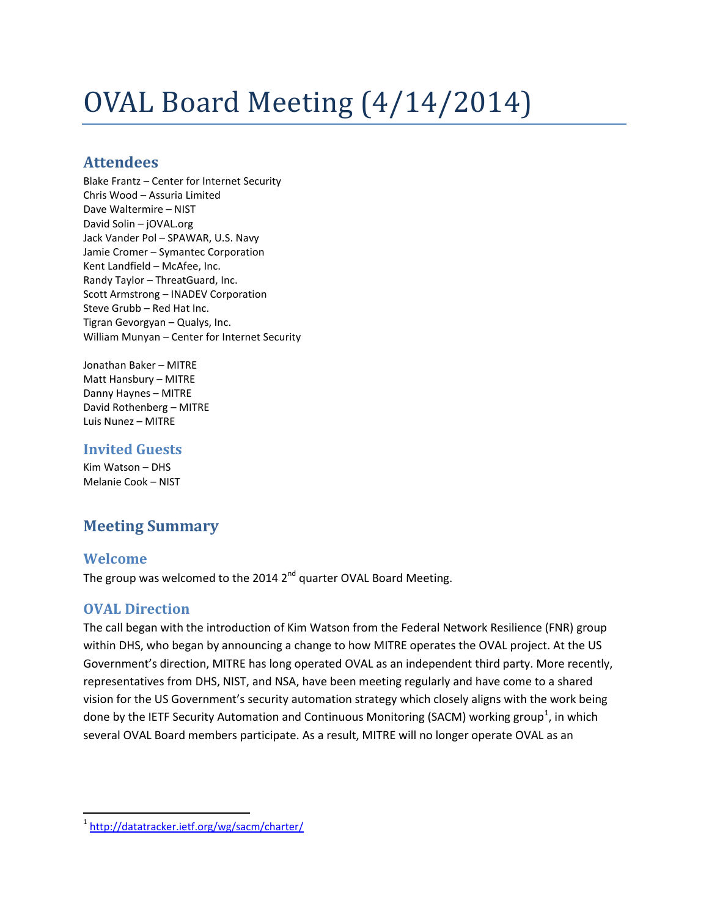# OVAL Board Meeting (4/14/2014)

## Attendees

Blake Frantz – Center for Internet Security
Chris Wood – Assuria Limited
Dave Waltermire – NIST
David Solin – jOVAL.org
Jack Vander Pol – SPAWAR, U.S. Navy
Jamie Cromer – Symantec Corporation
Kent Landfield – McAfee, Inc.
Randy Taylor – ThreatGuard, Inc.
Scott Armstrong – INADEV Corporation
Steve Grubb – Red Hat Inc.
Tigran Gevorgyan – Qualys, Inc.
William Munyan – Center for Internet Security

Jonathan Baker – MITRE
Matt Hansbury – MITRE
Danny Haynes – MITRE
David Rothenberg – MITRE
Luis Nunez – MITRE

### Invited Guests

Kim Watson – DHS
Melanie Cook – NIST

## Meeting Summary

### Welcome

The group was welcomed to the 2014 2nd quarter OVAL Board Meeting.

### OVAL Direction

The call began with the introduction of Kim Watson from the Federal Network Resilience (FNR) group within DHS, who began by announcing a change to how MITRE operates the OVAL project. At the US Government's direction, MITRE has long operated OVAL as an independent third party. More recently, representatives from DHS, NIST, and NSA, have been meeting regularly and have come to a shared vision for the US Government's security automation strategy which closely aligns with the work being done by the IETF Security Automation and Continuous Monitoring (SACM) working group[1], in which several OVAL Board members participate. As a result, MITRE will no longer operate OVAL as an

[1] http://datatracker.ietf.org/wg/sacm/charter/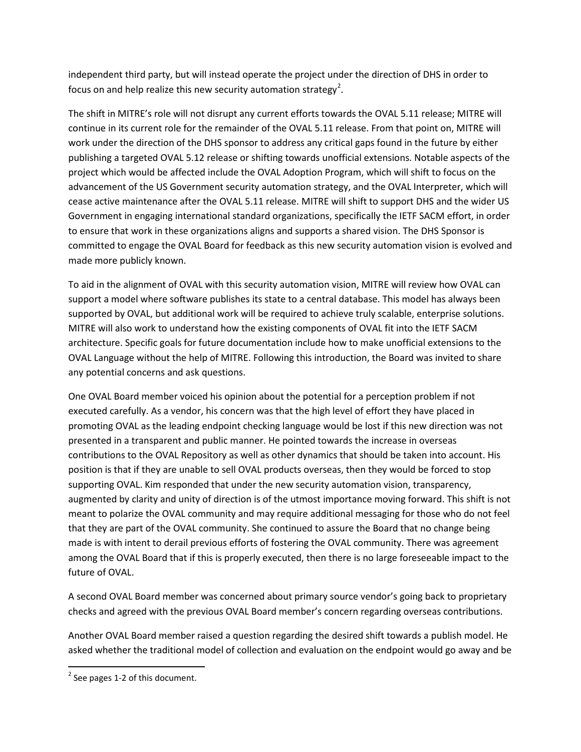independent third party, but will instead operate the project under the direction of DHS in order to focus on and help realize this new security automation strategy[2].

The shift in MITRE's role will not disrupt any current efforts towards the OVAL 5.11 release; MITRE will continue in its current role for the remainder of the OVAL 5.11 release. From that point on, MITRE will work under the direction of the DHS sponsor to address any critical gaps found in the future by either publishing a targeted OVAL 5.12 release or shifting towards unofficial extensions. Notable aspects of the project which would be affected include the OVAL Adoption Program, which will shift to focus on the advancement of the US Government security automation strategy, and the OVAL Interpreter, which will cease active maintenance after the OVAL 5.11 release. MITRE will shift to support DHS and the wider US Government in engaging international standard organizations, specifically the IETF SACM effort, in order to ensure that work in these organizations aligns and supports a shared vision. The DHS Sponsor is committed to engage the OVAL Board for feedback as this new security automation vision is evolved and made more publicly known.

To aid in the alignment of OVAL with this security automation vision, MITRE will review how OVAL can support a model where software publishes its state to a central database. This model has always been supported by OVAL, but additional work will be required to achieve truly scalable, enterprise solutions. MITRE will also work to understand how the existing components of OVAL fit into the IETF SACM architecture. Specific goals for future documentation include how to make unofficial extensions to the OVAL Language without the help of MITRE. Following this introduction, the Board was invited to share any potential concerns and ask questions.

One OVAL Board member voiced his opinion about the potential for a perception problem if not executed carefully. As a vendor, his concern was that the high level of effort they have placed in promoting OVAL as the leading endpoint checking language would be lost if this new direction was not presented in a transparent and public manner. He pointed towards the increase in overseas contributions to the OVAL Repository as well as other dynamics that should be taken into account. His position is that if they are unable to sell OVAL products overseas, then they would be forced to stop supporting OVAL. Kim responded that under the new security automation vision, transparency, augmented by clarity and unity of direction is of the utmost importance moving forward. This shift is not meant to polarize the OVAL community and may require additional messaging for those who do not feel that they are part of the OVAL community. She continued to assure the Board that no change being made is with intent to derail previous efforts of fostering the OVAL community. There was agreement among the OVAL Board that if this is properly executed, then there is no large foreseeable impact to the future of OVAL.

A second OVAL Board member was concerned about primary source vendor's going back to proprietary checks and agreed with the previous OVAL Board member's concern regarding overseas contributions.

Another OVAL Board member raised a question regarding the desired shift towards a publish model. He asked whether the traditional model of collection and evaluation on the endpoint would go away and be

[2] See pages 1-2 of this document.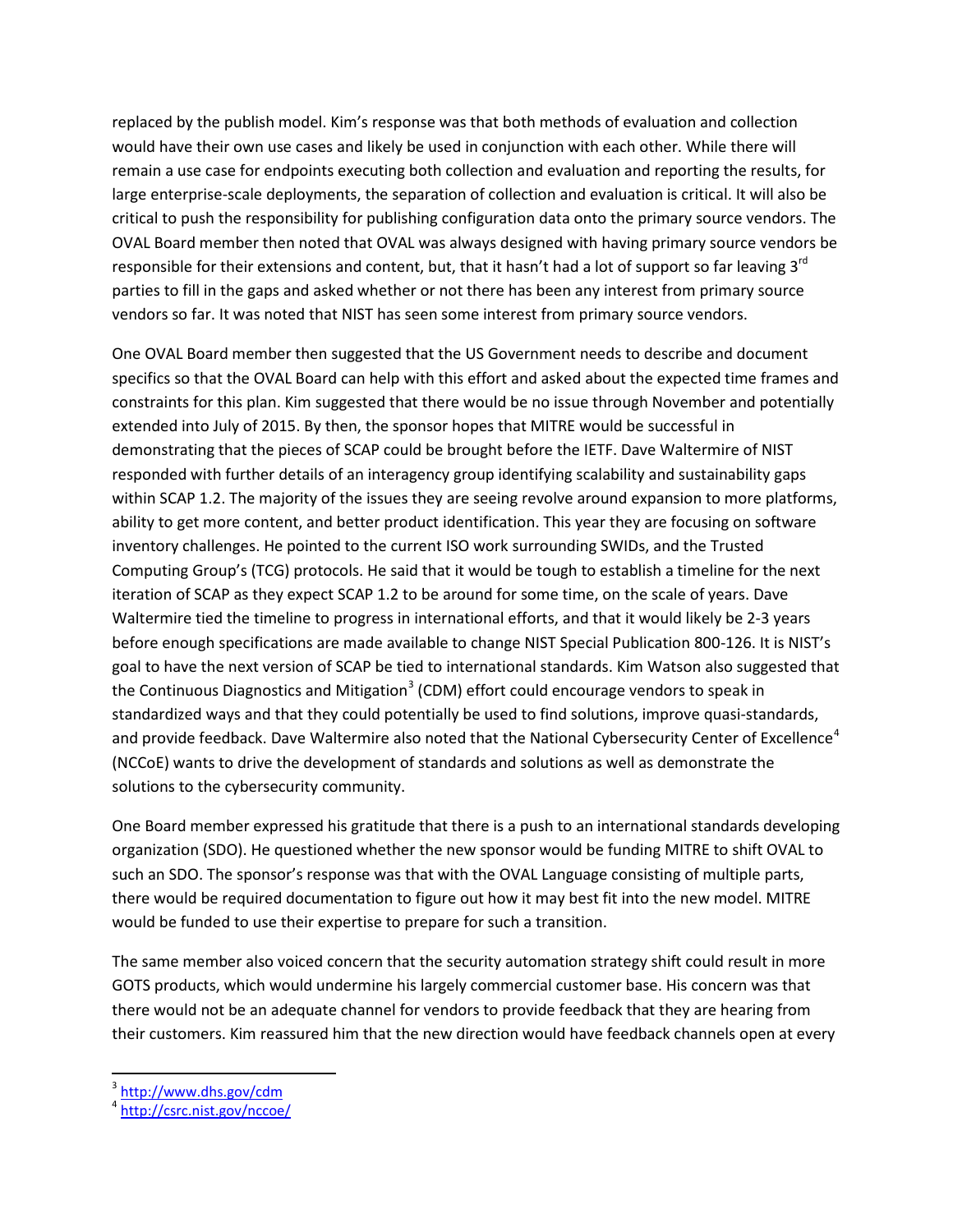replaced by the publish model. Kim's response was that both methods of evaluation and collection would have their own use cases and likely be used in conjunction with each other. While there will remain a use case for endpoints executing both collection and evaluation and reporting the results, for large enterprise-scale deployments, the separation of collection and evaluation is critical. It will also be critical to push the responsibility for publishing configuration data onto the primary source vendors. The OVAL Board member then noted that OVAL was always designed with having primary source vendors be responsible for their extensions and content, but, that it hasn't had a lot of support so far leaving 3rd parties to fill in the gaps and asked whether or not there has been any interest from primary source vendors so far. It was noted that NIST has seen some interest from primary source vendors.

One OVAL Board member then suggested that the US Government needs to describe and document specifics so that the OVAL Board can help with this effort and asked about the expected time frames and constraints for this plan. Kim suggested that there would be no issue through November and potentially extended into July of 2015. By then, the sponsor hopes that MITRE would be successful in demonstrating that the pieces of SCAP could be brought before the IETF. Dave Waltermire of NIST responded with further details of an interagency group identifying scalability and sustainability gaps within SCAP 1.2. The majority of the issues they are seeing revolve around expansion to more platforms, ability to get more content, and better product identification. This year they are focusing on software inventory challenges. He pointed to the current ISO work surrounding SWIDs, and the Trusted Computing Group's (TCG) protocols. He said that it would be tough to establish a timeline for the next iteration of SCAP as they expect SCAP 1.2 to be around for some time, on the scale of years. Dave Waltermire tied the timeline to progress in international efforts, and that it would likely be 2-3 years before enough specifications are made available to change NIST Special Publication 800-126. It is NIST's goal to have the next version of SCAP be tied to international standards. Kim Watson also suggested that the Continuous Diagnostics and Mitigation[3] (CDM) effort could encourage vendors to speak in standardized ways and that they could potentially be used to find solutions, improve quasi-standards, and provide feedback. Dave Waltermire also noted that the National Cybersecurity Center of Excellence[4] (NCCoE) wants to drive the development of standards and solutions as well as demonstrate the solutions to the cybersecurity community.

One Board member expressed his gratitude that there is a push to an international standards developing organization (SDO). He questioned whether the new sponsor would be funding MITRE to shift OVAL to such an SDO. The sponsor's response was that with the OVAL Language consisting of multiple parts, there would be required documentation to figure out how it may best fit into the new model. MITRE would be funded to use their expertise to prepare for such a transition.

The same member also voiced concern that the security automation strategy shift could result in more GOTS products, which would undermine his largely commercial customer base. His concern was that there would not be an adequate channel for vendors to provide feedback that they are hearing from their customers. Kim reassured him that the new direction would have feedback channels open at every

[3] http://www.dhs.gov/cdm

[4] http://csrc.nist.gov/nccoe/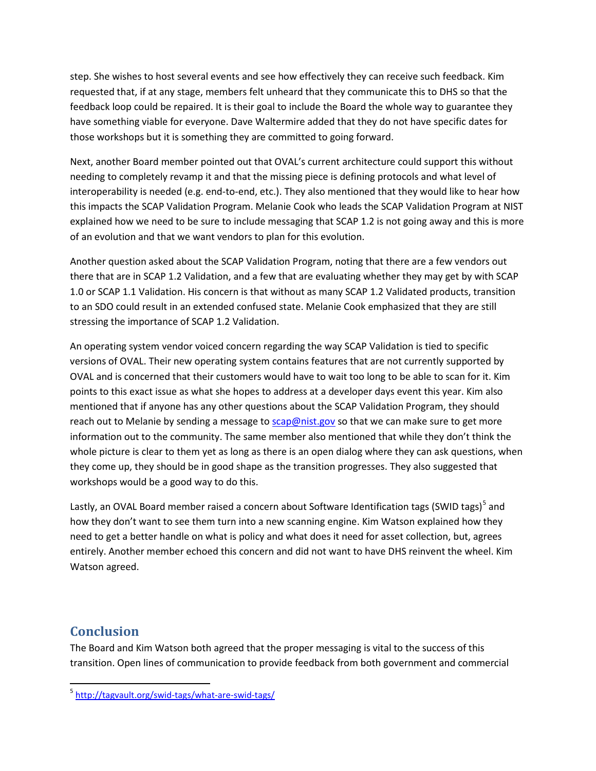step. She wishes to host several events and see how effectively they can receive such feedback. Kim requested that, if at any stage, members felt unheard that they communicate this to DHS so that the feedback loop could be repaired. It is their goal to include the Board the whole way to guarantee they have something viable for everyone. Dave Waltermire added that they do not have specific dates for those workshops but it is something they are committed to going forward.

Next, another Board member pointed out that OVAL's current architecture could support this without needing to completely revamp it and that the missing piece is defining protocols and what level of interoperability is needed (e.g. end-to-end, etc.). They also mentioned that they would like to hear how this impacts the SCAP Validation Program. Melanie Cook who leads the SCAP Validation Program at NIST explained how we need to be sure to include messaging that SCAP 1.2 is not going away and this is more of an evolution and that we want vendors to plan for this evolution.

Another question asked about the SCAP Validation Program, noting that there are a few vendors out there that are in SCAP 1.2 Validation, and a few that are evaluating whether they may get by with SCAP 1.0 or SCAP 1.1 Validation. His concern is that without as many SCAP 1.2 Validated products, transition to an SDO could result in an extended confused state. Melanie Cook emphasized that they are still stressing the importance of SCAP 1.2 Validation.

An operating system vendor voiced concern regarding the way SCAP Validation is tied to specific versions of OVAL. Their new operating system contains features that are not currently supported by OVAL and is concerned that their customers would have to wait too long to be able to scan for it. Kim points to this exact issue as what she hopes to address at a developer days event this year. Kim also mentioned that if anyone has any other questions about the SCAP Validation Program, they should reach out to Melanie by sending a message to [scap@nist.gov](mailto:scap@nist.gov) so that we can make sure to get more information out to the community. The same member also mentioned that while they don't think the whole picture is clear to them yet as long as there is an open dialog where they can ask questions, when they come up, they should be in good shape as the transition progresses. They also suggested that workshops would be a good way to do this.

Lastly, an OVAL Board member raised a concern about Software Identification tags (SWID tags)[5] and how they don't want to see them turn into a new scanning engine. Kim Watson explained how they need to get a better handle on what is policy and what does it need for asset collection, but, agrees entirely. Another member echoed this concern and did not want to have DHS reinvent the wheel. Kim Watson agreed.

## Conclusion

The Board and Kim Watson both agreed that the proper messaging is vital to the success of this transition. Open lines of communication to provide feedback from both government and commercial

[5] http://tagvault.org/swid-tags/what-are-swid-tags/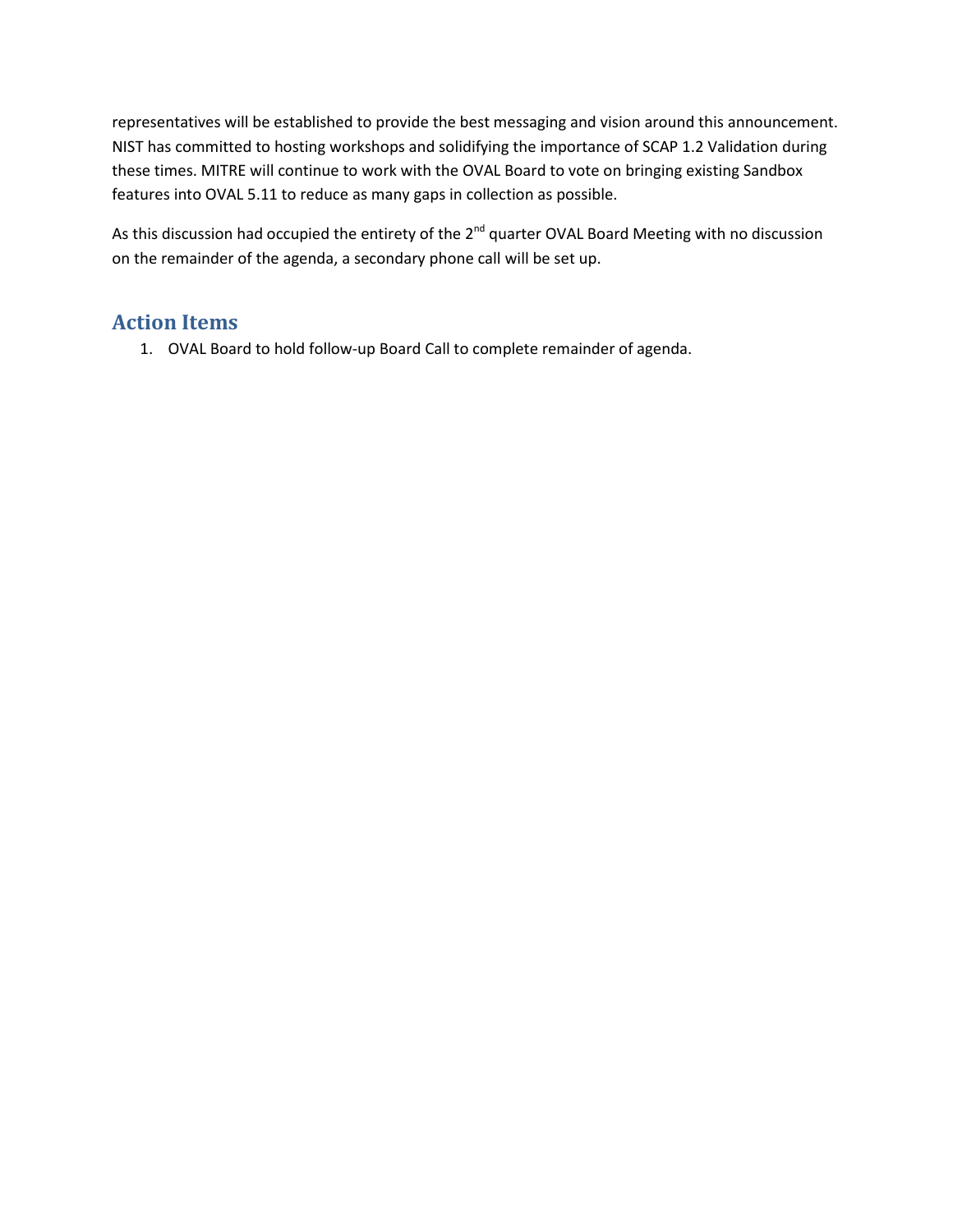representatives will be established to provide the best messaging and vision around this announcement. NIST has committed to hosting workshops and solidifying the importance of SCAP 1.2 Validation during these times. MITRE will continue to work with the OVAL Board to vote on bringing existing Sandbox features into OVAL 5.11 to reduce as many gaps in collection as possible.

As this discussion had occupied the entirety of the 2nd quarter OVAL Board Meeting with no discussion on the remainder of the agenda, a secondary phone call will be set up.

## Action Items

1. OVAL Board to hold follow-up Board Call to complete remainder of agenda.